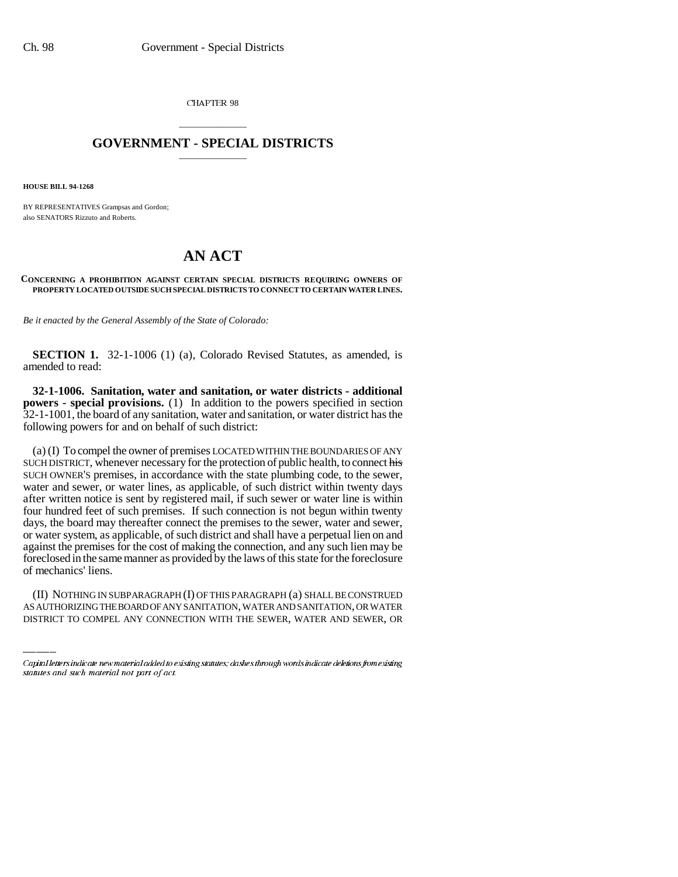CHAPTER 98

# GOVERNMENT - SPECIAL DISTRICTS

**HOUSE BILL 94-1268**

BY REPRESENTATIVES Grampsas and Gordon;
also SENATORS Rizzuto and Roberts.

# AN ACT

**CONCERNING A PROHIBITION AGAINST CERTAIN SPECIAL DISTRICTS REQUIRING OWNERS OF PROPERTY LOCATED OUTSIDE SUCH SPECIAL DISTRICTS TO CONNECT TO CERTAIN WATER LINES.**

*Be it enacted by the General Assembly of the State of Colorado:*

**SECTION 1.** 32-1-1006 (1) (a), Colorado Revised Statutes, as amended, is amended to read:

**32-1-1006. Sanitation, water and sanitation, or water districts - additional powers - special provisions.** (1) In addition to the powers specified in section 32-1-1001, the board of any sanitation, water and sanitation, or water district has the following powers for and on behalf of such district:

(a) (I) To compel the owner of premises LOCATED WITHIN THE BOUNDARIES OF ANY SUCH DISTRICT, whenever necessary for the protection of public health, to connect ~~his~~ SUCH OWNER'S premises, in accordance with the state plumbing code, to the sewer, water and sewer, or water lines, as applicable, of such district within twenty days after written notice is sent by registered mail, if such sewer or water line is within four hundred feet of such premises. If such connection is not begun within twenty days, the board may thereafter connect the premises to the sewer, water and sewer, or water system, as applicable, of such district and shall have a perpetual lien on and against the premises for the cost of making the connection, and any such lien may be foreclosed in the same manner as provided by the laws of this state for the foreclosure of mechanics' liens.

(II) NOTHING IN SUBPARAGRAPH (I) OF THIS PARAGRAPH (a) SHALL BE CONSTRUED AS AUTHORIZING THE BOARD OF ANY SANITATION, WATER AND SANITATION, OR WATER DISTRICT TO COMPEL ANY CONNECTION WITH THE SEWER, WATER AND SEWER, OR

Capital letters indicate new material added to existing statutes; dashes through words indicate deletions from existing statutes and such material not part of act.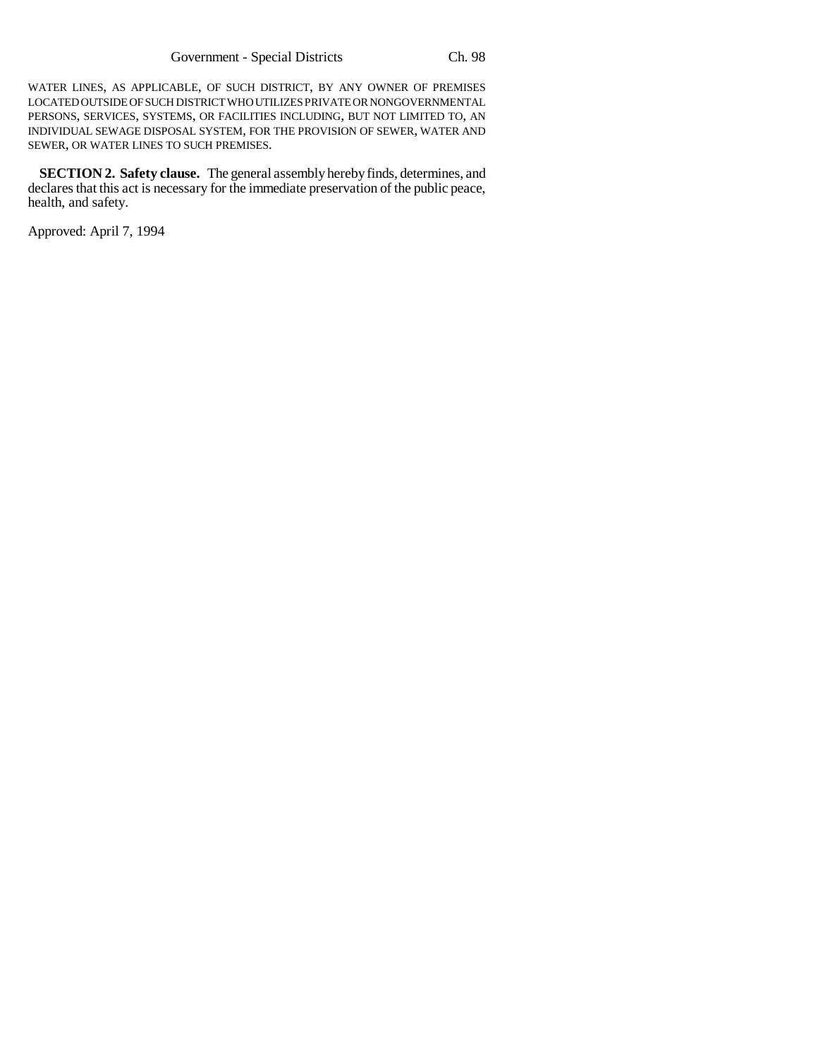WATER LINES, AS APPLICABLE, OF SUCH DISTRICT, BY ANY OWNER OF PREMISES LOCATED OUTSIDE OF SUCH DISTRICT WHO UTILIZES PRIVATE OR NONGOVERNMENTAL PERSONS, SERVICES, SYSTEMS, OR FACILITIES INCLUDING, BUT NOT LIMITED TO, AN INDIVIDUAL SEWAGE DISPOSAL SYSTEM, FOR THE PROVISION OF SEWER, WATER AND SEWER, OR WATER LINES TO SUCH PREMISES.

**SECTION 2. Safety clause.** The general assembly hereby finds, determines, and declares that this act is necessary for the immediate preservation of the public peace, health, and safety.

Approved: April 7, 1994